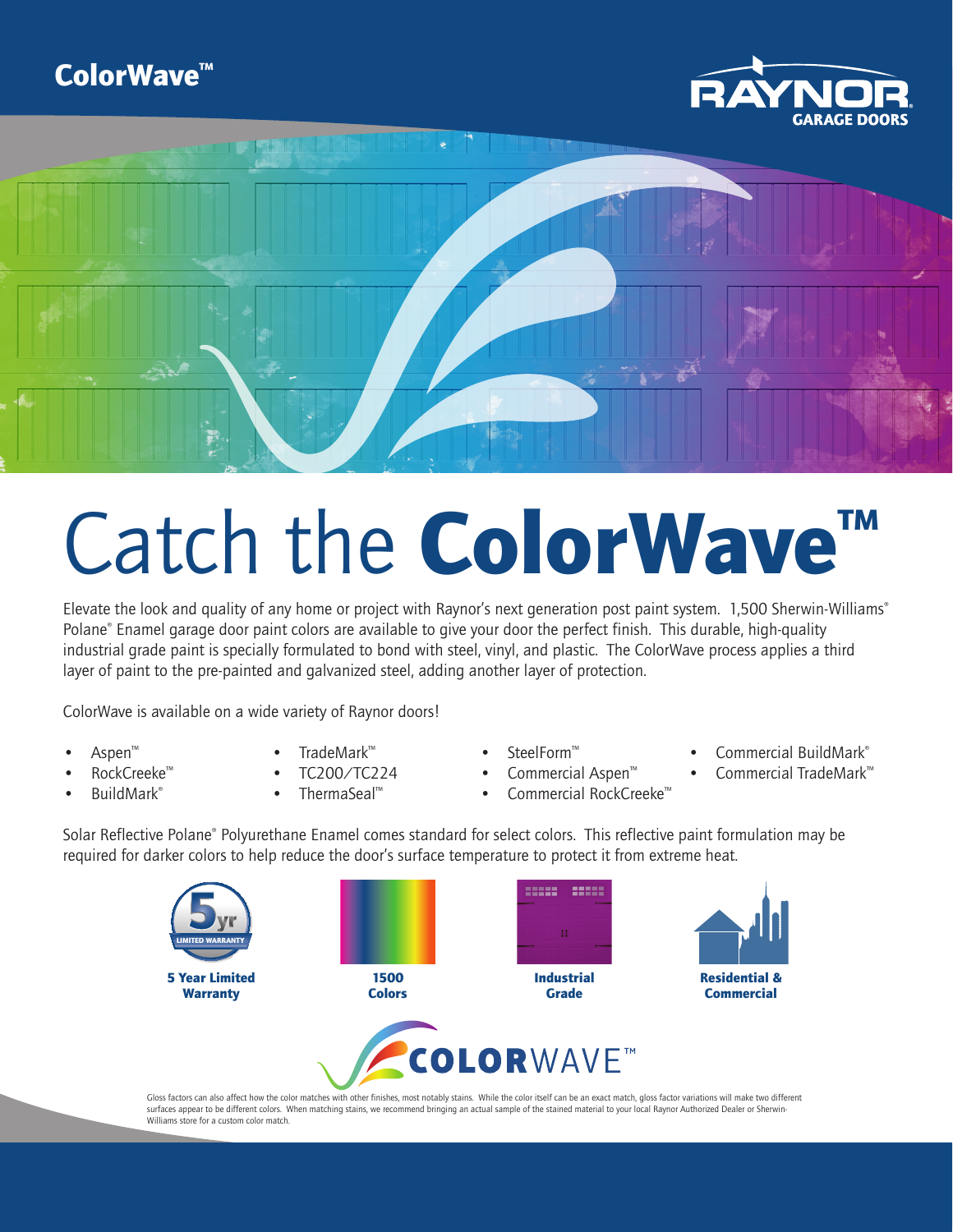ColorWave™

RAYNOR GARAGE DOORS

# Catch the **ColorWave™**

Elevate the look and quality of any home or project with Raynor's next generation post paint system. 1,500 Sherwin-Williams® Polane® Enamel garage door paint colors are available to give your door the perfect finish. This durable, high-quality industrial grade paint is specially formulated to bond with steel, vinyl, and plastic. The ColorWave process applies a third layer of paint to the pre-painted and galvanized steel, adding another layer of protection.

ColorWave is available on a wide variety of Raynor doors!

- Aspen™
- RockCreeke™
- BuildMark®
- TradeMark™
- TC200/TC224
- ThermaSeal™
- SteelForm™
- Commercial Aspen™
- Commercial RockCreeke™
- Commercial BuildMark®
- Commercial TradeMark™

Solar Reflective Polane® Polyurethane Enamel comes standard for select colors. This reflective paint formulation may be required for darker colors to help reduce the door's surface temperature to protect it from extreme heat.

5yr LIMITED WARRANTY

**5 Year Limited Warranty**

**1500 Colors**

**Industrial Grade**

**Residential & Commercial**

COLORWAVE™

Gloss factors can also affect how the color matches with other finishes, most notably stains. While the color itself can be an exact match, gloss factor variations will make two different surfaces appear to be different colors. When matching stains, we recommend bringing an actual sample of the stained material to your local Raynor Authorized Dealer or Sherwin-Williams store for a custom color match.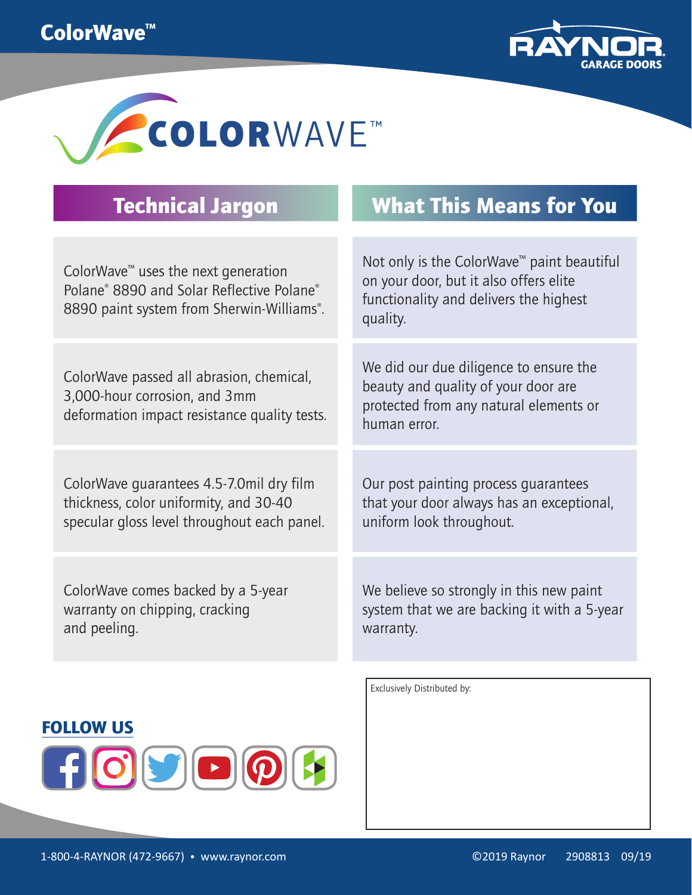# COLORWAVE™

| Technical Jargon | What This Means for You |
| --- | --- |
| ColorWave™ uses the next generation Polane® 8890 and Solar Reflective Polane® 8890 paint system from Sherwin-Williams®. | Not only is the ColorWave™ paint beautiful on your door, but it also offers elite functionality and delivers the highest quality. |
| ColorWave passed all abrasion, chemical, 3,000-hour corrosion, and 3mm deformation impact resistance quality tests. | We did our due diligence to ensure the beauty and quality of your door are protected from any natural elements or human error. |
| ColorWave guarantees 4.5-7.0mil dry film thickness, color uniformity, and 30-40 specular gloss level throughout each panel. | Our post painting process guarantees that your door always has an exceptional, uniform look throughout. |
| ColorWave comes backed by a 5-year warranty on chipping, cracking and peeling. | We believe so strongly in this new paint system that we are backing it with a 5-year warranty. |

**FOLLOW US**

Exclusively Distributed by:

1-800-4-RAYNOR (472-9667) • www.raynor.com

©2019 Raynor 2908813 09/19